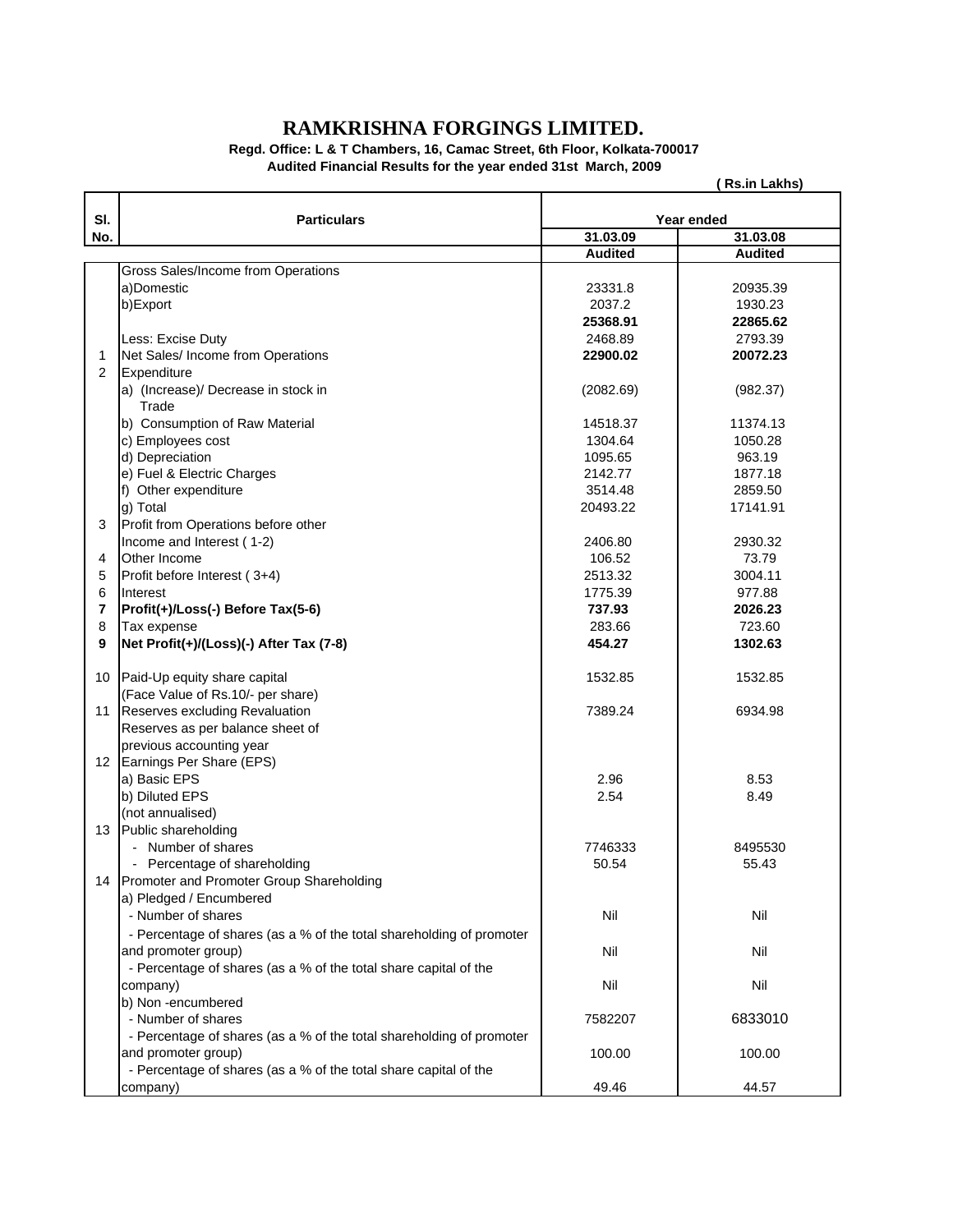# RAMKRISHNA FORGINGS LIMITED.

**Regd. Office: L & T Chambers, 16, Camac Street, 6th Floor, Kolkata-700017**

**Audited Financial Results for the year ended 31st March, 2009**

**( Rs.in Lakhs)**

| Sl. No. | Particulars | Year ended 31.03.09 Audited | Year ended 31.03.08 Audited |
|---|---|---|---|
| | Gross Sales/Income from Operations | | |
| | a)Domestic | 23331.8 | 20935.39 |
| | b)Export | 2037.2 | 1930.23 |
| | | **25368.91** | **22865.62** |
| | Less: Excise Duty | 2468.89 | 2793.39 |
| 1 | Net Sales/ Income from Operations | **22900.02** | **20072.23** |
| 2 | Expenditure | | |
| | a) (Increase)/ Decrease in stock in Trade | (2082.69) | (982.37) |
| | b) Consumption of Raw Material | 14518.37 | 11374.13 |
| | c) Employees cost | 1304.64 | 1050.28 |
| | d) Depreciation | 1095.65 | 963.19 |
| | e) Fuel & Electric Charges | 2142.77 | 1877.18 |
| | f) Other expenditure | 3514.48 | 2859.50 |
| | g) Total | 20493.22 | 17141.91 |
| 3 | Profit from Operations before other Income and Interest ( 1-2) | 2406.80 | 2930.32 |
| 4 | Other Income | 106.52 | 73.79 |
| 5 | Profit before Interest ( 3+4) | 2513.32 | 3004.11 |
| 6 | Interest | 1775.39 | 977.88 |
| **7** | **Profit(+)/Loss(-) Before Tax(5-6)** | **737.93** | **2026.23** |
| 8 | Tax expense | 283.66 | 723.60 |
| **9** | **Net Profit(+)/(Loss)(-) After Tax (7-8)** | **454.27** | **1302.63** |
| 10 | Paid-Up equity share capital (Face Value of Rs.10/- per share) | 1532.85 | 1532.85 |
| 11 | Reserves excluding Revaluation Reserves as per balance sheet of previous accounting year | 7389.24 | 6934.98 |
| 12 | Earnings Per Share (EPS) | | |
| | a) Basic EPS | 2.96 | 8.53 |
| | b) Diluted EPS | 2.54 | 8.49 |
| | (not annualised) | | |
| 13 | Public shareholding | | |
| | - Number of shares | 7746333 | 8495530 |
| | - Percentage of shareholding | 50.54 | 55.43 |
| 14 | Promoter and Promoter Group Shareholding | | |
| | a) Pledged / Encumbered | | |
| | - Number of shares | Nil | Nil |
| | - Percentage of shares (as a % of the total shareholding of promoter and promoter group) | Nil | Nil |
| | - Percentage of shares (as a % of the total share capital of the company) | Nil | Nil |
| | b) Non -encumbered | | |
| | - Number of shares | 7582207 | 6833010 |
| | - Percentage of shares (as a % of the total shareholding of promoter and promoter group) | 100.00 | 100.00 |
| | - Percentage of shares (as a % of the total share capital of the company) | 49.46 | 44.57 |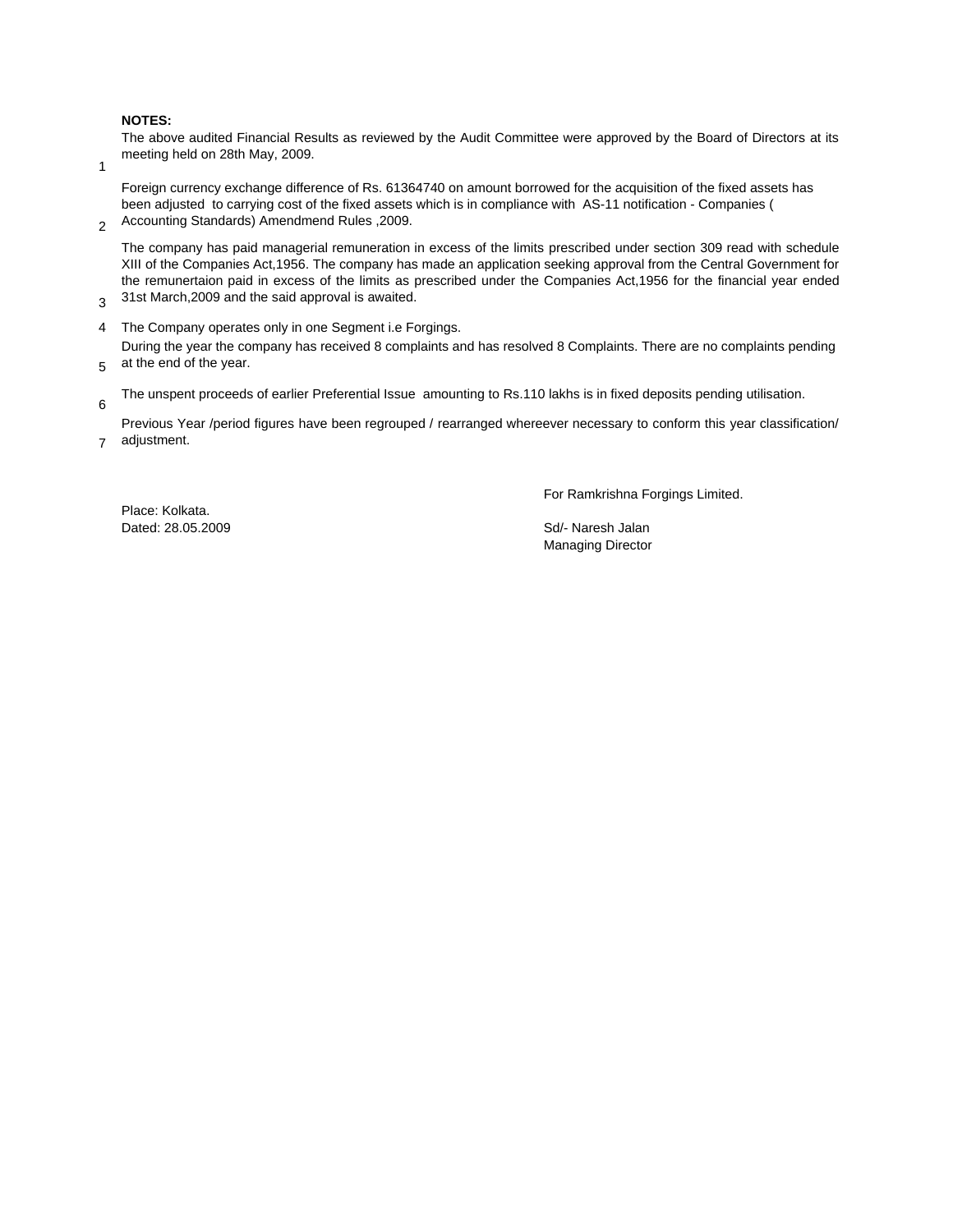**NOTES:**

1. The above audited Financial Results as reviewed by the Audit Committee were approved by the Board of Directors at its meeting held on 28th May, 2009.
2. Foreign currency exchange difference of Rs. 61364740 on amount borrowed for the acquisition of the fixed assets has been adjusted to carrying cost of the fixed assets which is in compliance with AS-11 notification - Companies ( Accounting Standards) Amendmend Rules ,2009.
3. The company has paid managerial remuneration in excess of the limits prescribed under section 309 read with schedule XIII of the Companies Act,1956. The company has made an application seeking approval from the Central Government for the remunertaion paid in excess of the limits as prescribed under the Companies Act,1956 for the financial year ended 31st March,2009 and the said approval is awaited.
4. The Company operates only in one Segment i.e Forgings.
5. During the year the company has received 8 complaints and has resolved 8 Complaints. There are no complaints pending at the end of the year.
6. The unspent proceeds of earlier Preferential Issue amounting to Rs.110 lakhs is in fixed deposits pending utilisation.
7. Previous Year /period figures have been regrouped / rearranged whereever necessary to conform this year classification/ adjustment.

For Ramkrishna Forgings Limited.

Place: Kolkata.
Dated: 28.05.2009

Sd/- Naresh Jalan
Managing Director